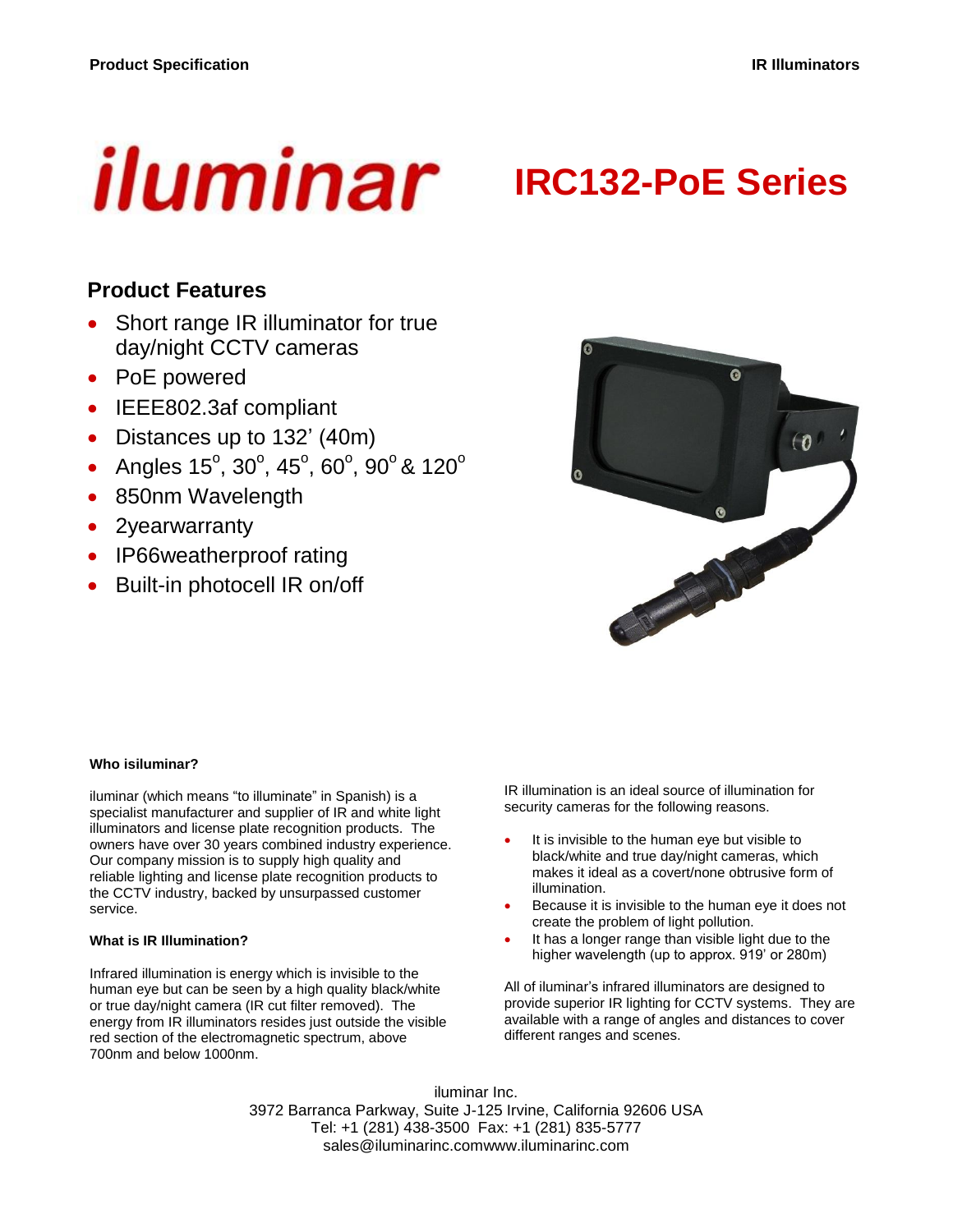# iluminar

# IRC132-PoE Series

## Product Features

- Short range IR illuminator for true day/night CCTV cameras
- PoE powered
- IEEE802.3af compliant
- Distances up to 132' (40m)
- Angles 15°, 30°, 45°, 60°, 90° & 120°
- 850nm Wavelength
- 2yearwarranty
- IP66weatherproof rating
- Built-in photocell IR on/off

**Who isiluminar?**

iluminar (which means "to illuminate" in Spanish) is a specialist manufacturer and supplier of IR and white light illuminators and license plate recognition products. The owners have over 30 years combined industry experience. Our company mission is to supply high quality and reliable lighting and license plate recognition products to the CCTV industry, backed by unsurpassed customer service.

**What is IR Illumination?**

Infrared illumination is energy which is invisible to the human eye but can be seen by a high quality black/white or true day/night camera (IR cut filter removed). The energy from IR illuminators resides just outside the visible red section of the electromagnetic spectrum, above 700nm and below 1000nm.

IR illumination is an ideal source of illumination for security cameras for the following reasons.

- It is invisible to the human eye but visible to black/white and true day/night cameras, which makes it ideal as a covert/none obtrusive form of illumination.
- Because it is invisible to the human eye it does not create the problem of light pollution.
- It has a longer range than visible light due to the higher wavelength (up to approx. 919' or 280m)

All of iluminar's infrared illuminators are designed to provide superior IR lighting for CCTV systems. They are available with a range of angles and distances to cover different ranges and scenes.

iluminar Inc.
3972 Barranca Parkway, Suite J-125 Irvine, California 92606 USA
Tel: +1 (281) 438-3500 Fax: +1 (281) 835-5777
sales@iluminarinc.comwww.iluminarinc.com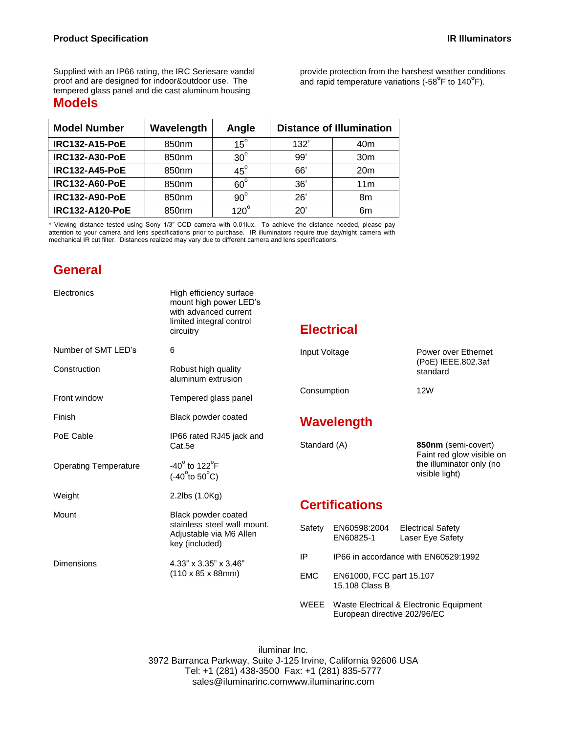Supplied with an IP66 rating, the IRC Seriesare vandal proof and are designed for indoor&outdoor use. The tempered glass panel and die cast aluminum housing provide protection from the harshest weather conditions and rapid temperature variations (-58°F to 140°F).

## Models

| Model Number | Wavelength | Angle | Distance of Illumination | |
|---|---|---|---|---|
| **IRC132-A15-PoE** | 850nm | 15° | 132' | 40m |
| **IRC132-A30-PoE** | 850nm | 30° | 99' | 30m |
| **IRC132-A45-PoE** | 850nm | 45° | 66' | 20m |
| **IRC132-A60-PoE** | 850nm | 60° | 36' | 11m |
| **IRC132-A90-PoE** | 850nm | 90° | 26' | 8m |
| **IRC132-A120-PoE** | 850nm | 120° | 20' | 6m |

* Viewing distance tested using Sony 1/3" CCD camera with 0.01lux. To achieve the distance needed, please pay attention to your camera and lens specifications prior to purchase. IR illuminators require true day/night camera with mechanical IR cut filter. Distances realized may vary due to different camera and lens specifications.

## General

| | |
|---|---|
| Electronics | High efficiency surface mount high power LED's with advanced current limited integral control circuitry |
| Number of SMT LED's | 6 |
| Construction | Robust high quality aluminum extrusion |
| Front window | Tempered glass panel |
| Finish | Black powder coated |
| PoE Cable | IP66 rated RJ45 jack and Cat.5e |
| Operating Temperature | -40° to 122°F (-40°to 50°C) |
| Weight | 2.2lbs (1.0Kg) |
| Mount | Black powder coated stainless steel wall mount. Adjustable via M6 Allen key (included) |
| Dimensions | 4.33" x 3.35" x 3.46" (110 x 85 x 88mm) |

## Electrical

| | |
|---|---|
| Input Voltage | Power over Ethernet (PoE) IEEE.802.3af standard |
| Consumption | 12W |

## Wavelength

| | |
|---|---|
| Standard (A) | **850nm** (semi-covert) Faint red glow visible on the illuminator only (no visible light) |

## Certifications

| | | |
|---|---|---|
| Safety | EN60598:2004<br>EN60825-1 | Electrical Safety<br>Laser Eye Safety |
| IP | IP66 in accordance with EN60529:1992 | |
| EMC | EN61000, FCC part 15.107 15.108 Class B | |
| WEEE | Waste Electrical & Electronic Equipment European directive 202/96/EC | |

iluminar Inc.
3972 Barranca Parkway, Suite J-125 Irvine, California 92606 USA
Tel: +1 (281) 438-3500 Fax: +1 (281) 835-5777
sales@iluminarinc.comwww.iluminarinc.com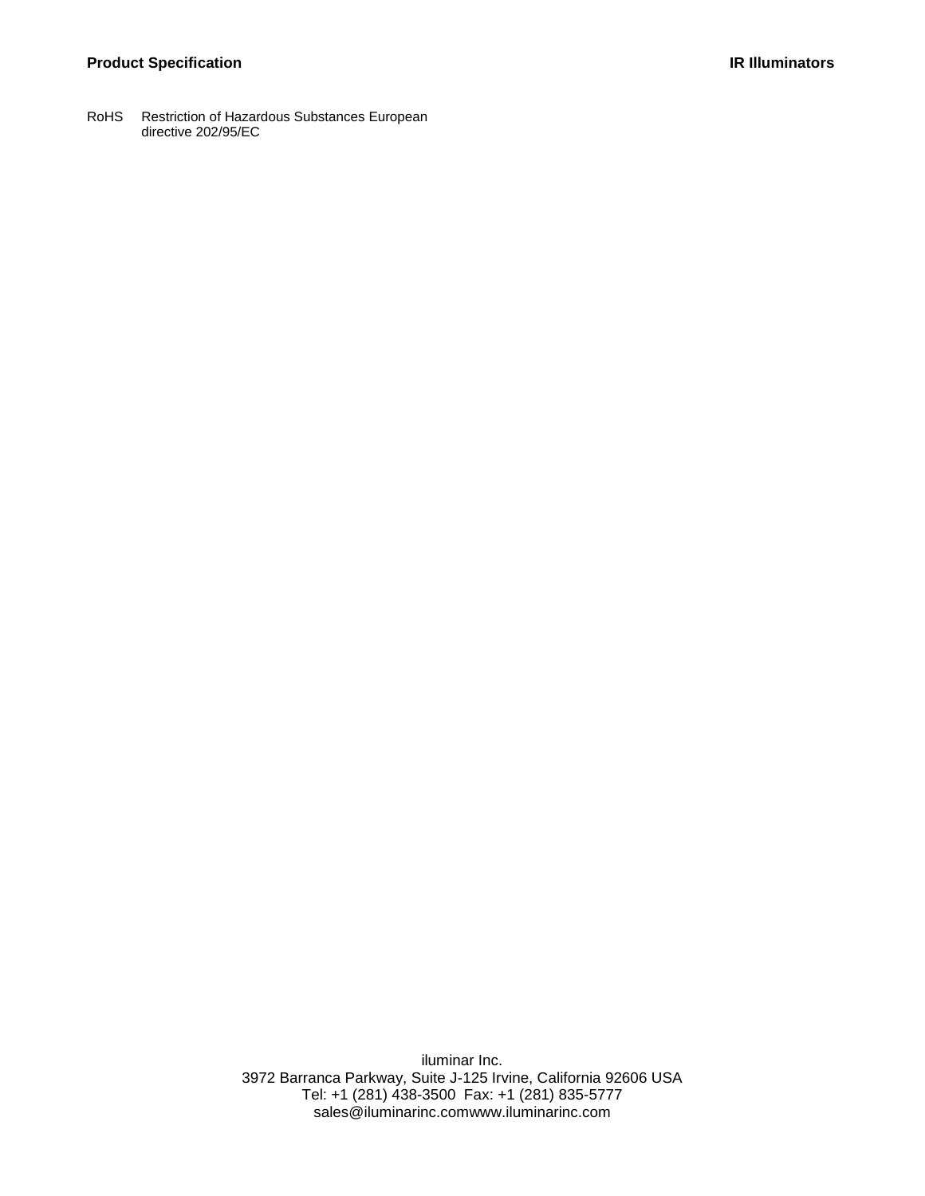RoHS Restriction of Hazardous Substances European directive 202/95/EC

iluminar Inc.
3972 Barranca Parkway, Suite J-125 Irvine, California 92606 USA
Tel: +1 (281) 438-3500 Fax: +1 (281) 835-5777
sales@iluminarinc.comwww.iluminarinc.com